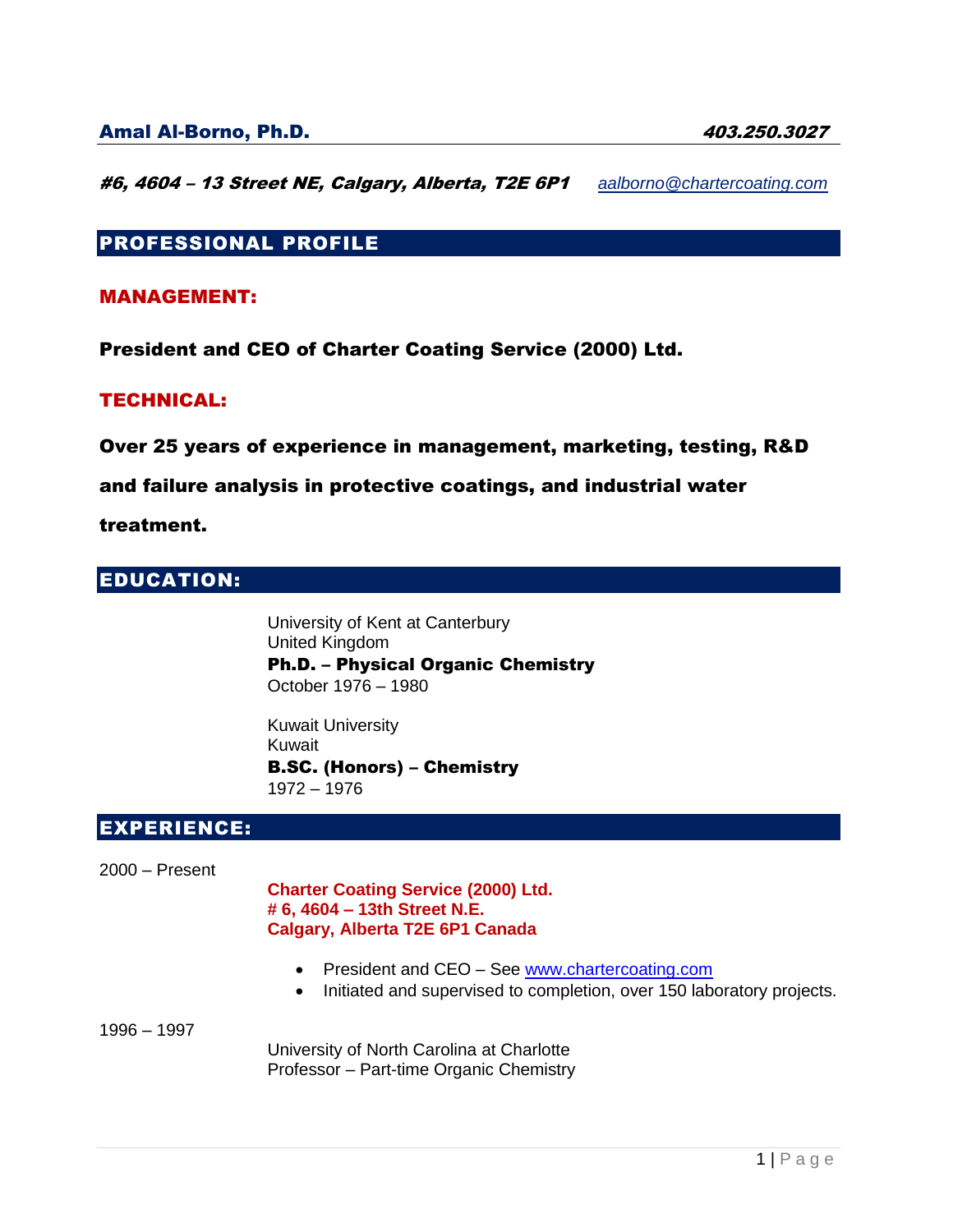**Amal Al-Borno, Ph.D.** ***403.250.3027***

***#6, 4604 – 13 Street NE, Calgary, Alberta, T2E 6P1*** *aalborno@chartercoating.com*

## PROFESSIONAL PROFILE

### MANAGEMENT:

**President and CEO of Charter Coating Service (2000) Ltd.**

### TECHNICAL:

**Over 25 years of experience in management, marketing, testing, R&D and failure analysis in protective coatings, and industrial water treatment.**

## EDUCATION:

University of Kent at Canterbury
United Kingdom
**Ph.D. – Physical Organic Chemistry**
October 1976 – 1980

Kuwait University
Kuwait
**B.SC. (Honors) – Chemistry**
1972 – 1976

## EXPERIENCE:

2000 – Present

**Charter Coating Service (2000) Ltd.**
**# 6, 4604 – 13th Street N.E.**
**Calgary, Alberta T2E 6P1 Canada**

- President and CEO – See www.chartercoating.com
- Initiated and supervised to completion, over 150 laboratory projects.

1996 – 1997

University of North Carolina at Charlotte
Professor – Part-time Organic Chemistry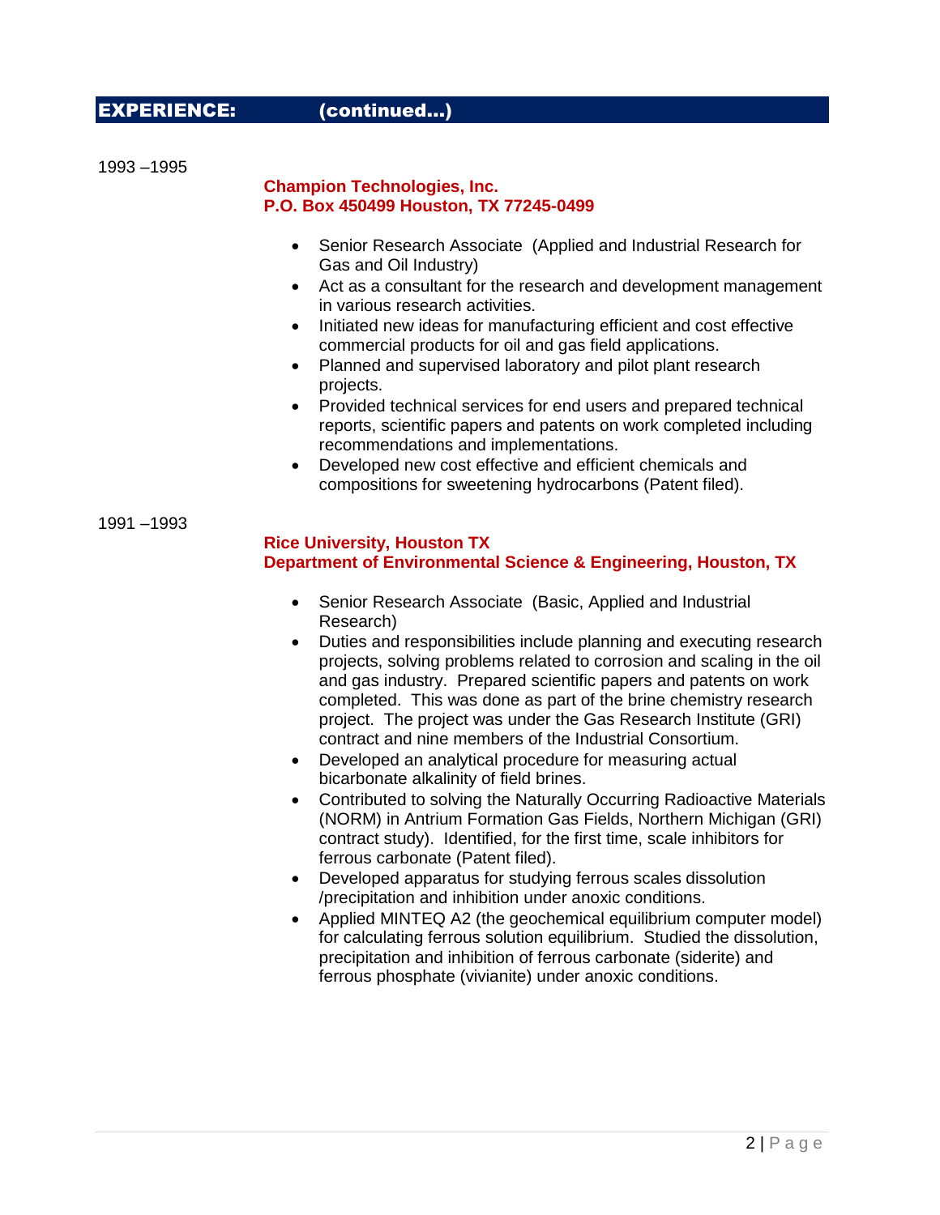## EXPERIENCE: (continued…)

1993 –1995

**Champion Technologies, Inc.**
**P.O. Box 450499 Houston, TX 77245-0499**

- Senior Research Associate (Applied and Industrial Research for Gas and Oil Industry)
- Act as a consultant for the research and development management in various research activities.
- Initiated new ideas for manufacturing efficient and cost effective commercial products for oil and gas field applications.
- Planned and supervised laboratory and pilot plant research projects.
- Provided technical services for end users and prepared technical reports, scientific papers and patents on work completed including recommendations and implementations.
- Developed new cost effective and efficient chemicals and compositions for sweetening hydrocarbons (Patent filed).

1991 –1993

**Rice University, Houston TX**
**Department of Environmental Science & Engineering, Houston, TX**

- Senior Research Associate (Basic, Applied and Industrial Research)
- Duties and responsibilities include planning and executing research projects, solving problems related to corrosion and scaling in the oil and gas industry. Prepared scientific papers and patents on work completed. This was done as part of the brine chemistry research project. The project was under the Gas Research Institute (GRI) contract and nine members of the Industrial Consortium.
- Developed an analytical procedure for measuring actual bicarbonate alkalinity of field brines.
- Contributed to solving the Naturally Occurring Radioactive Materials (NORM) in Antrium Formation Gas Fields, Northern Michigan (GRI) contract study). Identified, for the first time, scale inhibitors for ferrous carbonate (Patent filed).
- Developed apparatus for studying ferrous scales dissolution /precipitation and inhibition under anoxic conditions.
- Applied MINTEQ A2 (the geochemical equilibrium computer model) for calculating ferrous solution equilibrium. Studied the dissolution, precipitation and inhibition of ferrous carbonate (siderite) and ferrous phosphate (vivianite) under anoxic conditions.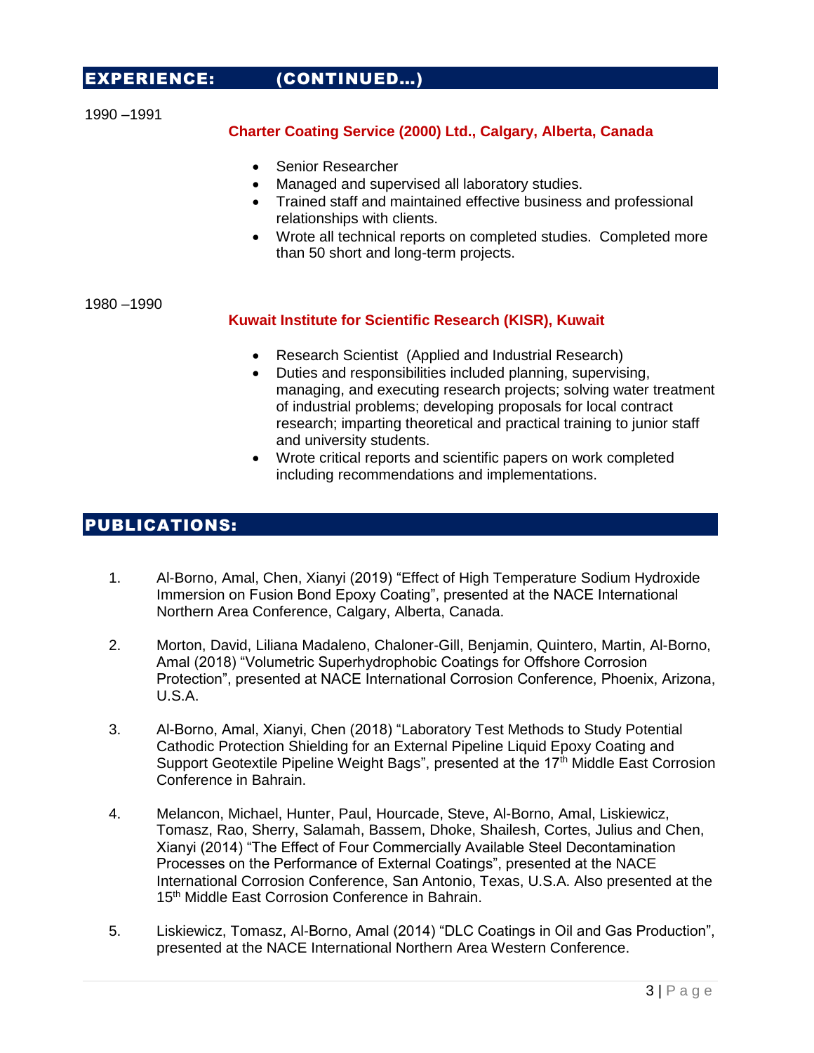## EXPERIENCE: (CONTINUED…)

1990 –1991

**Charter Coating Service (2000) Ltd., Calgary, Alberta, Canada**

- Senior Researcher
- Managed and supervised all laboratory studies.
- Trained staff and maintained effective business and professional relationships with clients.
- Wrote all technical reports on completed studies. Completed more than 50 short and long-term projects.

1980 –1990

**Kuwait Institute for Scientific Research (KISR), Kuwait**

- Research Scientist (Applied and Industrial Research)
- Duties and responsibilities included planning, supervising, managing, and executing research projects; solving water treatment of industrial problems; developing proposals for local contract research; imparting theoretical and practical training to junior staff and university students.
- Wrote critical reports and scientific papers on work completed including recommendations and implementations.

## PUBLICATIONS:

1. Al-Borno, Amal, Chen, Xianyi (2019) "Effect of High Temperature Sodium Hydroxide Immersion on Fusion Bond Epoxy Coating", presented at the NACE International Northern Area Conference, Calgary, Alberta, Canada.

2. Morton, David, Liliana Madaleno, Chaloner-Gill, Benjamin, Quintero, Martin, Al-Borno, Amal (2018) "Volumetric Superhydrophobic Coatings for Offshore Corrosion Protection", presented at NACE International Corrosion Conference, Phoenix, Arizona, U.S.A.

3. Al-Borno, Amal, Xianyi, Chen (2018) "Laboratory Test Methods to Study Potential Cathodic Protection Shielding for an External Pipeline Liquid Epoxy Coating and Support Geotextile Pipeline Weight Bags", presented at the 17th Middle East Corrosion Conference in Bahrain.

4. Melancon, Michael, Hunter, Paul, Hourcade, Steve, Al-Borno, Amal, Liskiewicz, Tomasz, Rao, Sherry, Salamah, Bassem, Dhoke, Shailesh, Cortes, Julius and Chen, Xianyi (2014) "The Effect of Four Commercially Available Steel Decontamination Processes on the Performance of External Coatings", presented at the NACE International Corrosion Conference, San Antonio, Texas, U.S.A. Also presented at the 15th Middle East Corrosion Conference in Bahrain.

5. Liskiewicz, Tomasz, Al-Borno, Amal (2014) "DLC Coatings in Oil and Gas Production", presented at the NACE International Northern Area Western Conference.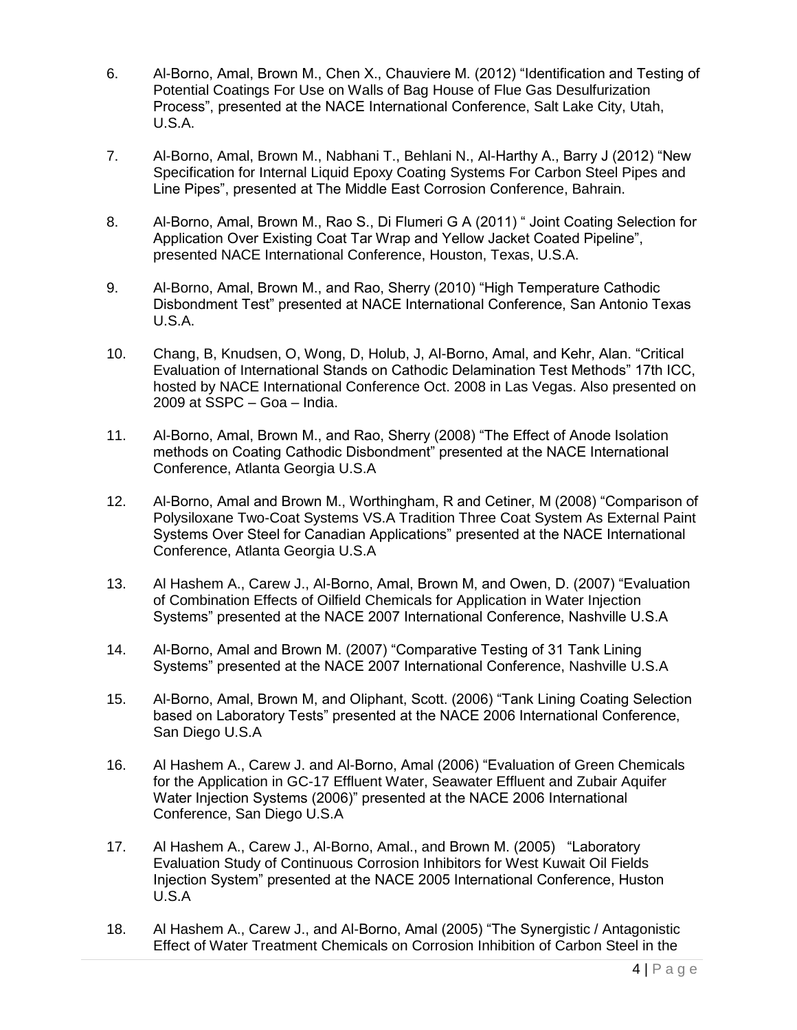6. Al-Borno, Amal, Brown M., Chen X., Chauviere M. (2012) "Identification and Testing of Potential Coatings For Use on Walls of Bag House of Flue Gas Desulfurization Process", presented at the NACE International Conference, Salt Lake City, Utah, U.S.A.

7. Al-Borno, Amal, Brown M., Nabhani T., Behlani N., Al-Harthy A., Barry J (2012) "New Specification for Internal Liquid Epoxy Coating Systems For Carbon Steel Pipes and Line Pipes", presented at The Middle East Corrosion Conference, Bahrain.

8. Al-Borno, Amal, Brown M., Rao S., Di Flumeri G A (2011) " Joint Coating Selection for Application Over Existing Coat Tar Wrap and Yellow Jacket Coated Pipeline", presented NACE International Conference, Houston, Texas, U.S.A.

9. Al-Borno, Amal, Brown M., and Rao, Sherry (2010) "High Temperature Cathodic Disbondment Test" presented at NACE International Conference, San Antonio Texas U.S.A.

10. Chang, B, Knudsen, O, Wong, D, Holub, J, Al-Borno, Amal, and Kehr, Alan. "Critical Evaluation of International Stands on Cathodic Delamination Test Methods" 17th ICC, hosted by NACE International Conference Oct. 2008 in Las Vegas. Also presented on 2009 at SSPC – Goa – India.

11. Al-Borno, Amal, Brown M., and Rao, Sherry (2008) "The Effect of Anode Isolation methods on Coating Cathodic Disbondment" presented at the NACE International Conference, Atlanta Georgia U.S.A

12. Al-Borno, Amal and Brown M., Worthingham, R and Cetiner, M (2008) "Comparison of Polysiloxane Two-Coat Systems VS.A Tradition Three Coat System As External Paint Systems Over Steel for Canadian Applications" presented at the NACE International Conference, Atlanta Georgia U.S.A

13. Al Hashem A., Carew J., Al-Borno, Amal, Brown M, and Owen, D. (2007) "Evaluation of Combination Effects of Oilfield Chemicals for Application in Water Injection Systems" presented at the NACE 2007 International Conference, Nashville U.S.A

14. Al-Borno, Amal and Brown M. (2007) "Comparative Testing of 31 Tank Lining Systems" presented at the NACE 2007 International Conference, Nashville U.S.A

15. Al-Borno, Amal, Brown M, and Oliphant, Scott. (2006) "Tank Lining Coating Selection based on Laboratory Tests" presented at the NACE 2006 International Conference, San Diego U.S.A

16. Al Hashem A., Carew J. and Al-Borno, Amal (2006) "Evaluation of Green Chemicals for the Application in GC-17 Effluent Water, Seawater Effluent and Zubair Aquifer Water Injection Systems (2006)" presented at the NACE 2006 International Conference, San Diego U.S.A

17. Al Hashem A., Carew J., Al-Borno, Amal., and Brown M. (2005) "Laboratory Evaluation Study of Continuous Corrosion Inhibitors for West Kuwait Oil Fields Injection System" presented at the NACE 2005 International Conference, Huston U.S.A

18. Al Hashem A., Carew J., and Al-Borno, Amal (2005) "The Synergistic / Antagonistic Effect of Water Treatment Chemicals on Corrosion Inhibition of Carbon Steel in the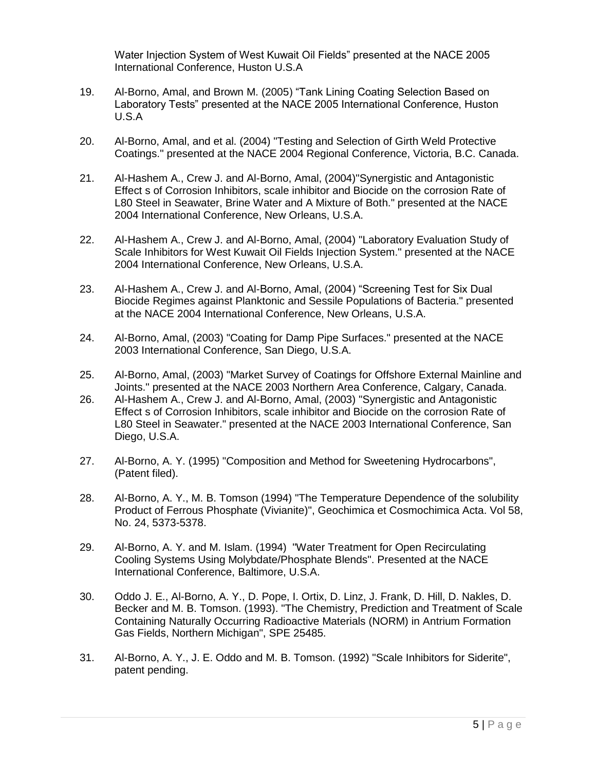Water Injection System of West Kuwait Oil Fields" presented at the NACE 2005 International Conference, Huston U.S.A

19. Al-Borno, Amal, and Brown M. (2005) "Tank Lining Coating Selection Based on Laboratory Tests" presented at the NACE 2005 International Conference, Huston U.S.A

20. Al-Borno, Amal, and et al. (2004) "Testing and Selection of Girth Weld Protective Coatings." presented at the NACE 2004 Regional Conference, Victoria, B.C. Canada.

21. Al-Hashem A., Crew J. and Al-Borno, Amal, (2004)"Synergistic and Antagonistic Effect s of Corrosion Inhibitors, scale inhibitor and Biocide on the corrosion Rate of L80 Steel in Seawater, Brine Water and A Mixture of Both." presented at the NACE 2004 International Conference, New Orleans, U.S.A.

22. Al-Hashem A., Crew J. and Al-Borno, Amal, (2004) "Laboratory Evaluation Study of Scale Inhibitors for West Kuwait Oil Fields Injection System." presented at the NACE 2004 International Conference, New Orleans, U.S.A.

23. Al-Hashem A., Crew J. and Al-Borno, Amal, (2004) "Screening Test for Six Dual Biocide Regimes against Planktonic and Sessile Populations of Bacteria." presented at the NACE 2004 International Conference, New Orleans, U.S.A.

24. Al-Borno, Amal, (2003) "Coating for Damp Pipe Surfaces." presented at the NACE 2003 International Conference, San Diego, U.S.A.

25. Al-Borno, Amal, (2003) "Market Survey of Coatings for Offshore External Mainline and Joints." presented at the NACE 2003 Northern Area Conference, Calgary, Canada.

26. Al-Hashem A., Crew J. and Al-Borno, Amal, (2003) "Synergistic and Antagonistic Effect s of Corrosion Inhibitors, scale inhibitor and Biocide on the corrosion Rate of L80 Steel in Seawater." presented at the NACE 2003 International Conference, San Diego, U.S.A.

27. Al-Borno, A. Y. (1995) "Composition and Method for Sweetening Hydrocarbons", (Patent filed).

28. Al-Borno, A. Y., M. B. Tomson (1994) "The Temperature Dependence of the solubility Product of Ferrous Phosphate (Vivianite)", Geochimica et Cosmochimica Acta. Vol 58, No. 24, 5373-5378.

29. Al-Borno, A. Y. and M. Islam. (1994) "Water Treatment for Open Recirculating Cooling Systems Using Molybdate/Phosphate Blends". Presented at the NACE International Conference, Baltimore, U.S.A.

30. Oddo J. E., Al-Borno, A. Y., D. Pope, I. Ortix, D. Linz, J. Frank, D. Hill, D. Nakles, D. Becker and M. B. Tomson. (1993). "The Chemistry, Prediction and Treatment of Scale Containing Naturally Occurring Radioactive Materials (NORM) in Antrium Formation Gas Fields, Northern Michigan", SPE 25485.

31. Al-Borno, A. Y., J. E. Oddo and M. B. Tomson. (1992) "Scale Inhibitors for Siderite", patent pending.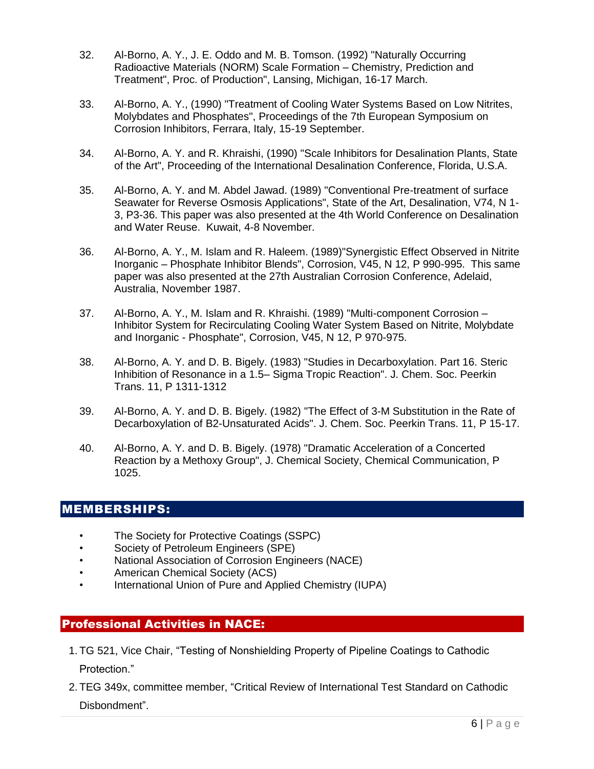32. Al-Borno, A. Y., J. E. Oddo and M. B. Tomson. (1992) "Naturally Occurring Radioactive Materials (NORM) Scale Formation – Chemistry, Prediction and Treatment", Proc. of Production", Lansing, Michigan, 16-17 March.

33. Al-Borno, A. Y., (1990) "Treatment of Cooling Water Systems Based on Low Nitrites, Molybdates and Phosphates", Proceedings of the 7th European Symposium on Corrosion Inhibitors, Ferrara, Italy, 15-19 September.

34. Al-Borno, A. Y. and R. Khraishi, (1990) "Scale Inhibitors for Desalination Plants, State of the Art", Proceeding of the International Desalination Conference, Florida, U.S.A.

35. Al-Borno, A. Y. and M. Abdel Jawad. (1989) "Conventional Pre-treatment of surface Seawater for Reverse Osmosis Applications", State of the Art, Desalination, V74, N 1-3, P3-36. This paper was also presented at the 4th World Conference on Desalination and Water Reuse. Kuwait, 4-8 November.

36. Al-Borno, A. Y., M. Islam and R. Haleem. (1989)"Synergistic Effect Observed in Nitrite Inorganic – Phosphate Inhibitor Blends", Corrosion, V45, N 12, P 990-995. This same paper was also presented at the 27th Australian Corrosion Conference, Adelaid, Australia, November 1987.

37. Al-Borno, A. Y., M. Islam and R. Khraishi. (1989) "Multi-component Corrosion – Inhibitor System for Recirculating Cooling Water System Based on Nitrite, Molybdate and Inorganic - Phosphate", Corrosion, V45, N 12, P 970-975.

38. Al-Borno, A. Y. and D. B. Bigely. (1983) "Studies in Decarboxylation. Part 16. Steric Inhibition of Resonance in a 1.5– Sigma Tropic Reaction". J. Chem. Soc. Peerkin Trans. 11, P 1311-1312

39. Al-Borno, A. Y. and D. B. Bigely. (1982) "The Effect of 3-M Substitution in the Rate of Decarboxylation of B2-Unsaturated Acids". J. Chem. Soc. Peerkin Trans. 11, P 15-17.

40. Al-Borno, A. Y. and D. B. Bigely. (1978) "Dramatic Acceleration of a Concerted Reaction by a Methoxy Group", J. Chemical Society, Chemical Communication, P 1025.

## MEMBERSHIPS:

- The Society for Protective Coatings (SSPC)
- Society of Petroleum Engineers (SPE)
- National Association of Corrosion Engineers (NACE)
- American Chemical Society (ACS)
- International Union of Pure and Applied Chemistry (IUPA)

## Professional Activities in NACE:

1. TG 521, Vice Chair, "Testing of Nonshielding Property of Pipeline Coatings to Cathodic Protection."
2. TEG 349x, committee member, "Critical Review of International Test Standard on Cathodic Disbondment".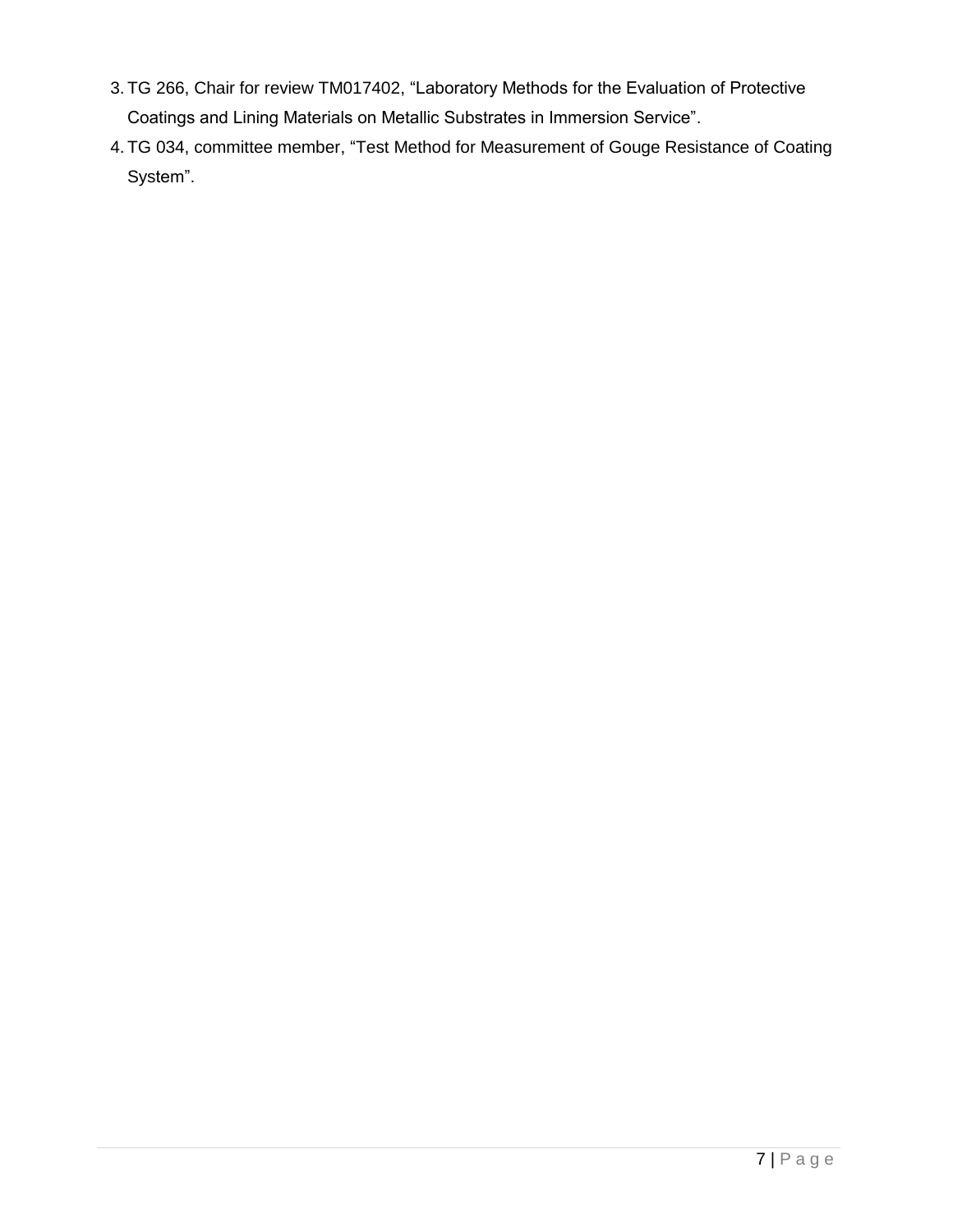3. TG 266, Chair for review TM017402, “Laboratory Methods for the Evaluation of Protective Coatings and Lining Materials on Metallic Substrates in Immersion Service”.
4. TG 034, committee member, “Test Method for Measurement of Gouge Resistance of Coating System”.